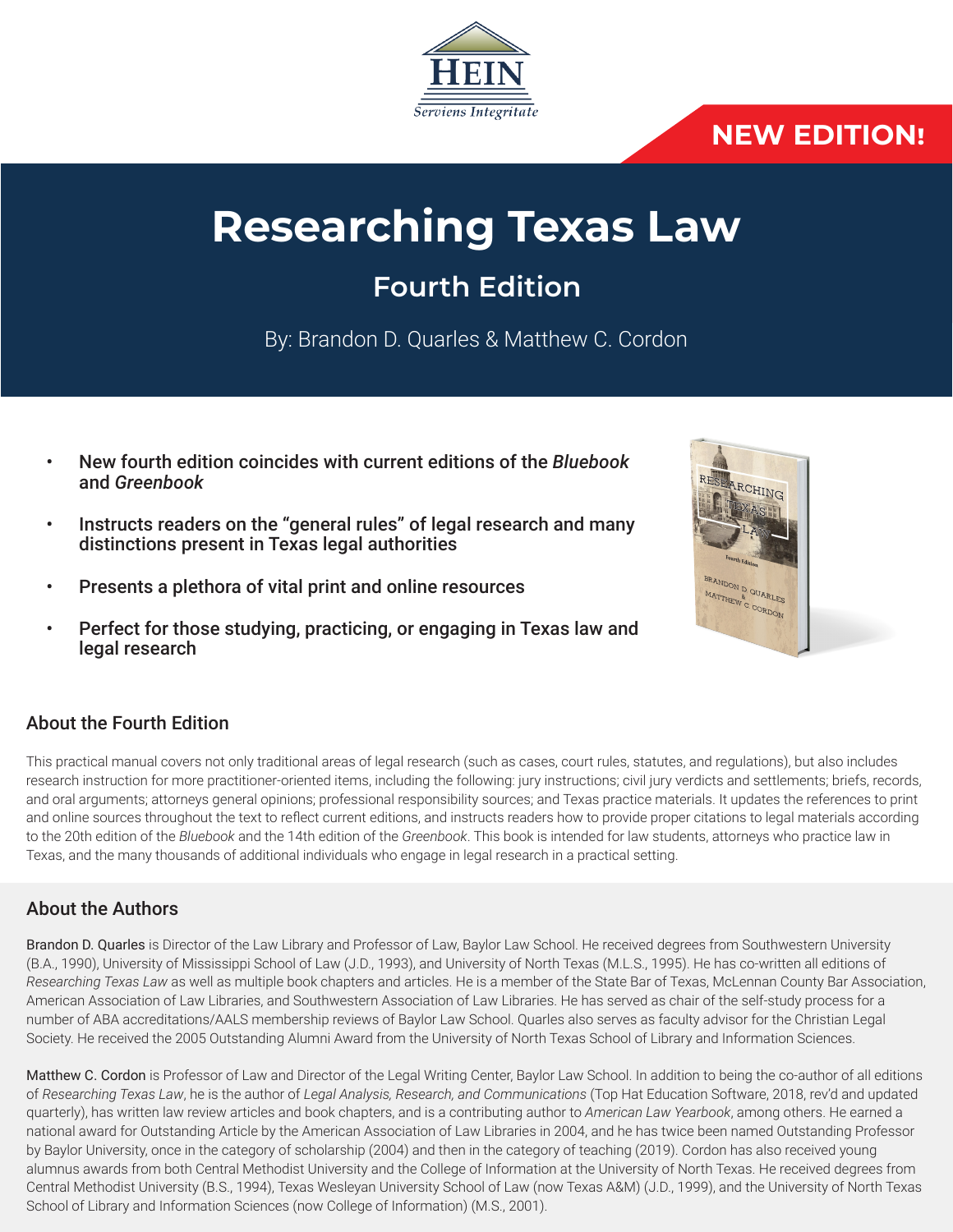HEIN

*Serviens Integritate*

**NEW EDITION!**

# Researching Texas Law

## Fourth Edition

By: Brandon D. Quarles & Matthew C. Cordon

- **New fourth edition coincides with current editions of the *Bluebook* and *Greenbook***
- **Instructs readers on the "general rules" of legal research and many distinctions present in Texas legal authorities**
- **Presents a plethora of vital print and online resources**
- **Perfect for those studying, practicing, or engaging in Texas law and legal research**

### About the Fourth Edition

This practical manual covers not only traditional areas of legal research (such as cases, court rules, statutes, and regulations), but also includes research instruction for more practitioner-oriented items, including the following: jury instructions; civil jury verdicts and settlements; briefs, records, and oral arguments; attorneys general opinions; professional responsibility sources; and Texas practice materials. It updates the references to print and online sources throughout the text to reflect current editions, and instructs readers how to provide proper citations to legal materials according to the 20th edition of the *Bluebook* and the 14th edition of the *Greenbook*. This book is intended for law students, attorneys who practice law in Texas, and the many thousands of additional individuals who engage in legal research in a practical setting.

### About the Authors

Brandon D. Quarles is Director of the Law Library and Professor of Law, Baylor Law School. He received degrees from Southwestern University (B.A., 1990), University of Mississippi School of Law (J.D., 1993), and University of North Texas (M.L.S., 1995). He has co-written all editions of *Researching Texas Law* as well as multiple book chapters and articles. He is a member of the State Bar of Texas, McLennan County Bar Association, American Association of Law Libraries, and Southwestern Association of Law Libraries. He has served as chair of the self-study process for a number of ABA accreditations/AALS membership reviews of Baylor Law School. Quarles also serves as faculty advisor for the Christian Legal Society. He received the 2005 Outstanding Alumni Award from the University of North Texas School of Library and Information Sciences.

Matthew C. Cordon is Professor of Law and Director of the Legal Writing Center, Baylor Law School. In addition to being the co-author of all editions of *Researching Texas Law*, he is the author of *Legal Analysis, Research, and Communications* (Top Hat Education Software, 2018, rev'd and updated quarterly), has written law review articles and book chapters, and is a contributing author to *American Law Yearbook*, among others. He earned a national award for Outstanding Article by the American Association of Law Libraries in 2004, and he has twice been named Outstanding Professor by Baylor University, once in the category of scholarship (2004) and then in the category of teaching (2019). Cordon has also received young alumnus awards from both Central Methodist University and the College of Information at the University of North Texas. He received degrees from Central Methodist University (B.S., 1994), Texas Wesleyan University School of Law (now Texas A&M) (J.D., 1999), and the University of North Texas School of Library and Information Sciences (now College of Information) (M.S., 2001).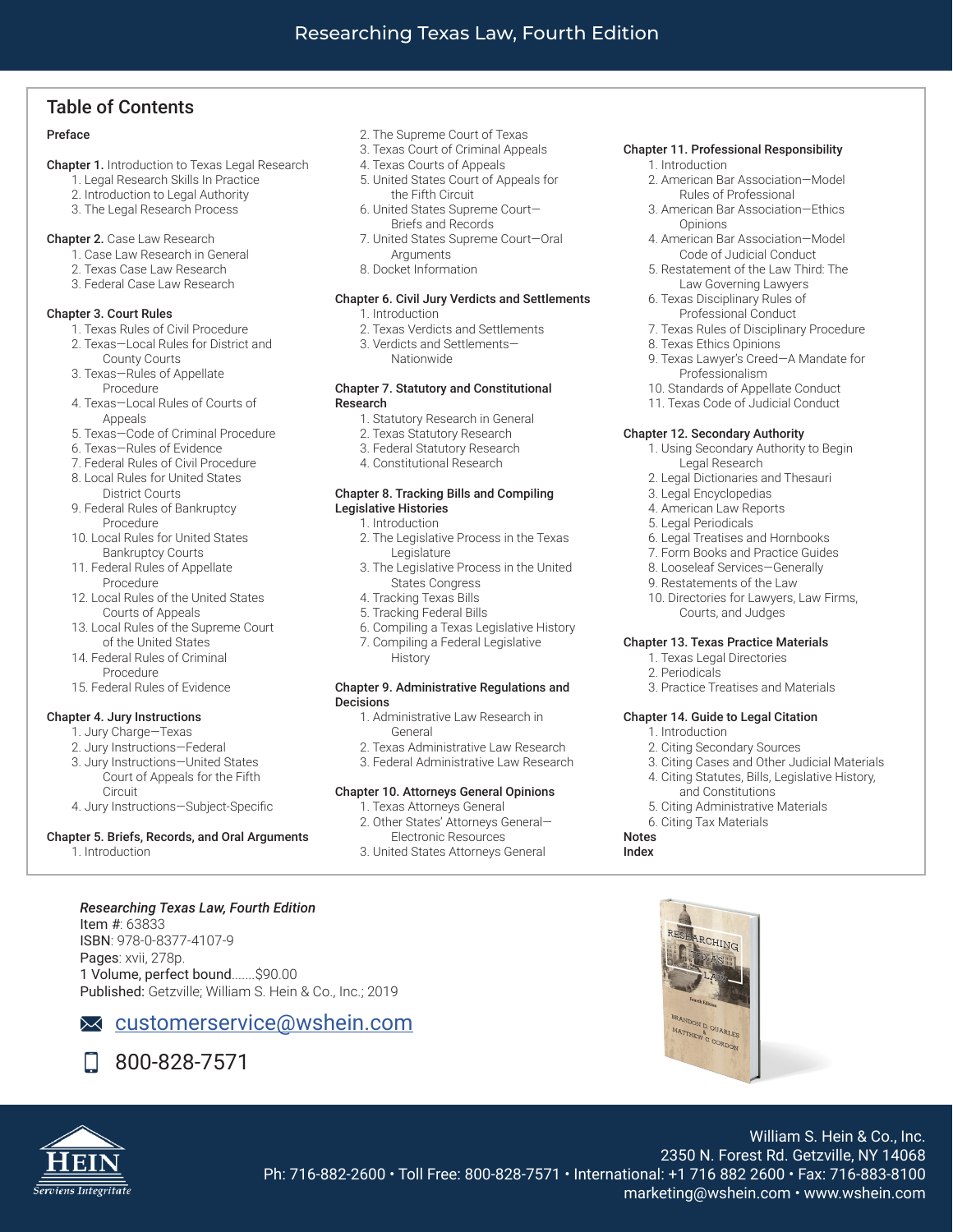# Researching Texas Law, Fourth Edition

## Table of Contents

**Preface**

**Chapter 1.** Introduction to Texas Legal Research
1. Legal Research Skills In Practice
2. Introduction to Legal Authority
3. The Legal Research Process

**Chapter 2.** Case Law Research
1. Case Law Research in General
2. Texas Case Law Research
3. Federal Case Law Research

**Chapter 3. Court Rules**
1. Texas Rules of Civil Procedure
2. Texas—Local Rules for District and County Courts
3. Texas—Rules of Appellate Procedure
4. Texas—Local Rules of Courts of Appeals
5. Texas—Code of Criminal Procedure
6. Texas—Rules of Evidence
7. Federal Rules of Civil Procedure
8. Local Rules for United States District Courts
9. Federal Rules of Bankruptcy Procedure
10. Local Rules for United States Bankruptcy Courts
11. Federal Rules of Appellate Procedure
12. Local Rules of the United States Courts of Appeals
13. Local Rules of the Supreme Court of the United States
14. Federal Rules of Criminal Procedure
15. Federal Rules of Evidence

**Chapter 4. Jury Instructions**
1. Jury Charge—Texas
2. Jury Instructions—Federal
3. Jury Instructions—United States Court of Appeals for the Fifth Circuit
4. Jury Instructions—Subject-Specific

**Chapter 5. Briefs, Records, and Oral Arguments**
1. Introduction
2. The Supreme Court of Texas
3. Texas Court of Criminal Appeals
4. Texas Courts of Appeals
5. United States Court of Appeals for the Fifth Circuit
6. United States Supreme Court—Briefs and Records
7. United States Supreme Court—Oral Arguments
8. Docket Information

**Chapter 6. Civil Jury Verdicts and Settlements**
1. Introduction
2. Texas Verdicts and Settlements
3. Verdicts and Settlements—Nationwide

**Chapter 7. Statutory and Constitutional Research**
1. Statutory Research in General
2. Texas Statutory Research
3. Federal Statutory Research
4. Constitutional Research

**Chapter 8. Tracking Bills and Compiling Legislative Histories**
1. Introduction
2. The Legislative Process in the Texas Legislature
3. The Legislative Process in the United States Congress
4. Tracking Texas Bills
5. Tracking Federal Bills
6. Compiling a Texas Legislative History
7. Compiling a Federal Legislative History

**Chapter 9. Administrative Regulations and Decisions**
1. Administrative Law Research in General
2. Texas Administrative Law Research
3. Federal Administrative Law Research

**Chapter 10. Attorneys General Opinions**
1. Texas Attorneys General
2. Other States' Attorneys General—Electronic Resources
3. United States Attorneys General

**Chapter 11. Professional Responsibility**
1. Introduction
2. American Bar Association—Model Rules of Professional
3. American Bar Association—Ethics Opinions
4. American Bar Association—Model Code of Judicial Conduct
5. Restatement of the Law Third: The Law Governing Lawyers
6. Texas Disciplinary Rules of Professional Conduct
7. Texas Rules of Disciplinary Procedure
8. Texas Ethics Opinions
9. Texas Lawyer's Creed—A Mandate for Professionalism
10. Standards of Appellate Conduct
11. Texas Code of Judicial Conduct

**Chapter 12. Secondary Authority**
1. Using Secondary Authority to Begin Legal Research
2. Legal Dictionaries and Thesauri
3. Legal Encyclopedias
4. American Law Reports
5. Legal Periodicals
6. Legal Treatises and Hornbooks
7. Form Books and Practice Guides
8. Looseleaf Services—Generally
9. Restatements of the Law
10. Directories for Lawyers, Law Firms, Courts, and Judges

**Chapter 13. Texas Practice Materials**
1. Texas Legal Directories
2. Periodicals
3. Practice Treatises and Materials

**Chapter 14. Guide to Legal Citation**
1. Introduction
2. Citing Secondary Sources
3. Citing Cases and Other Judicial Materials
4. Citing Statutes, Bills, Legislative History, and Constitutions
5. Citing Administrative Materials
6. Citing Tax Materials

**Notes**

**Index**

*Researching Texas Law, Fourth Edition*
Item #: 63833
ISBN: 978-0-8377-4107-9
Pages: xvii, 278p.
1 Volume, perfect bound.......$90.00
Published: Getzville; William S. Hein & Co., Inc.; 2019

customerservice@wshein.com

800-828-7571

William S. Hein & Co., Inc.
2350 N. Forest Rd. Getzville, NY 14068
Ph: 716-882-2600 • Toll Free: 800-828-7571 • International: +1 716 882 2600 • Fax: 716-883-8100
marketing@wshein.com • www.wshein.com